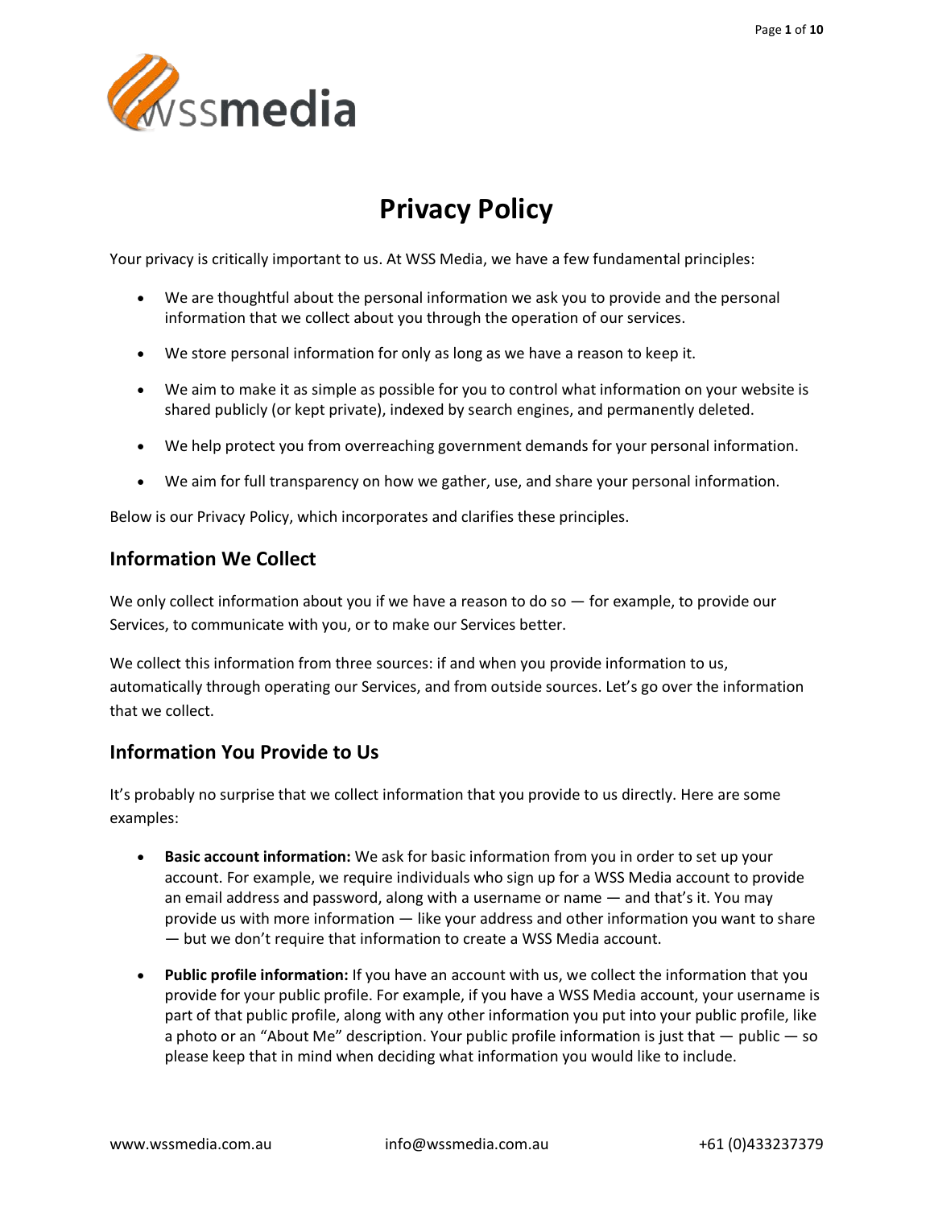# Privacy Policy

Your privacy is critically important to us. At WSS Media, we have a few fundamental principles:

- We are thoughtful about the personal information we ask you to provide and the personal information that we collect about you through the operation of our services.
- We store personal information for only as long as we have a reason to keep it.
- We aim to make it as simple as possible for you to control what information on your website is shared publicly (or kept private), indexed by search engines, and permanently deleted.
- We help protect you from overreaching government demands for your personal information.
- We aim for full transparency on how we gather, use, and share your personal information.

Below is our Privacy Policy, which incorporates and clarifies these principles.

## Information We Collect

We only collect information about you if we have a reason to do so — for example, to provide our Services, to communicate with you, or to make our Services better.

We collect this information from three sources: if and when you provide information to us, automatically through operating our Services, and from outside sources. Let's go over the information that we collect.

## Information You Provide to Us

It's probably no surprise that we collect information that you provide to us directly. Here are some examples:

- **Basic account information:** We ask for basic information from you in order to set up your account. For example, we require individuals who sign up for a WSS Media account to provide an email address and password, along with a username or name — and that's it. You may provide us with more information — like your address and other information you want to share — but we don't require that information to create a WSS Media account.
- **Public profile information:** If you have an account with us, we collect the information that you provide for your public profile. For example, if you have a WSS Media account, your username is part of that public profile, along with any other information you put into your public profile, like a photo or an "About Me" description. Your public profile information is just that — public — so please keep that in mind when deciding what information you would like to include.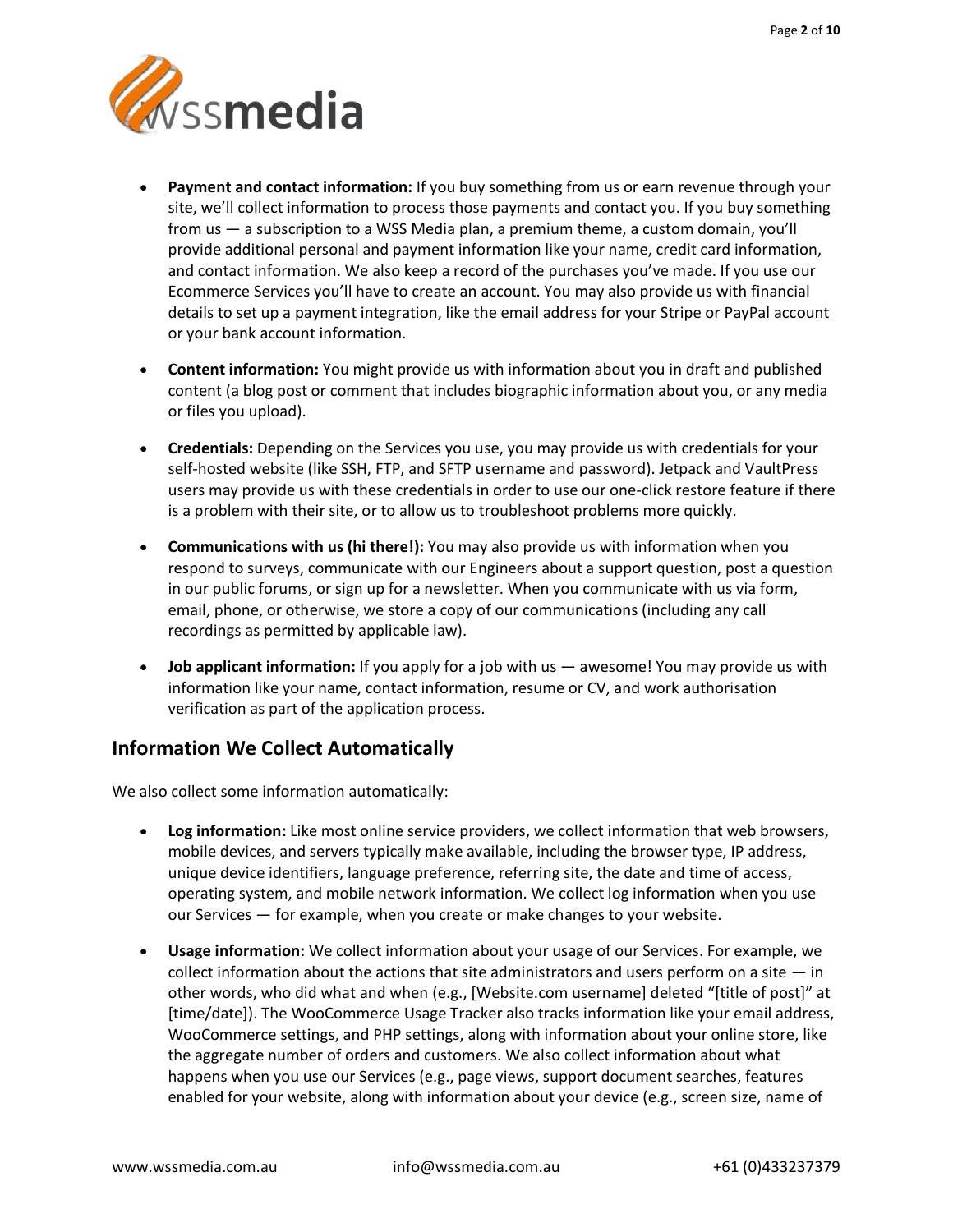- **Payment and contact information:** If you buy something from us or earn revenue through your site, we'll collect information to process those payments and contact you. If you buy something from us — a subscription to a WSS Media plan, a premium theme, a custom domain, you'll provide additional personal and payment information like your name, credit card information, and contact information. We also keep a record of the purchases you've made. If you use our Ecommerce Services you'll have to create an account. You may also provide us with financial details to set up a payment integration, like the email address for your Stripe or PayPal account or your bank account information.

- **Content information:** You might provide us with information about you in draft and published content (a blog post or comment that includes biographic information about you, or any media or files you upload).

- **Credentials:** Depending on the Services you use, you may provide us with credentials for your self-hosted website (like SSH, FTP, and SFTP username and password). Jetpack and VaultPress users may provide us with these credentials in order to use our one-click restore feature if there is a problem with their site, or to allow us to troubleshoot problems more quickly.

- **Communications with us (hi there!):** You may also provide us with information when you respond to surveys, communicate with our Engineers about a support question, post a question in our public forums, or sign up for a newsletter. When you communicate with us via form, email, phone, or otherwise, we store a copy of our communications (including any call recordings as permitted by applicable law).

- **Job applicant information:** If you apply for a job with us — awesome! You may provide us with information like your name, contact information, resume or CV, and work authorisation verification as part of the application process.

## Information We Collect Automatically

We also collect some information automatically:

- **Log information:** Like most online service providers, we collect information that web browsers, mobile devices, and servers typically make available, including the browser type, IP address, unique device identifiers, language preference, referring site, the date and time of access, operating system, and mobile network information. We collect log information when you use our Services — for example, when you create or make changes to your website.

- **Usage information:** We collect information about your usage of our Services. For example, we collect information about the actions that site administrators and users perform on a site — in other words, who did what and when (e.g., [Website.com username] deleted "[title of post]" at [time/date]). The WooCommerce Usage Tracker also tracks information like your email address, WooCommerce settings, and PHP settings, along with information about your online store, like the aggregate number of orders and customers. We also collect information about what happens when you use our Services (e.g., page views, support document searches, features enabled for your website, along with information about your device (e.g., screen size, name of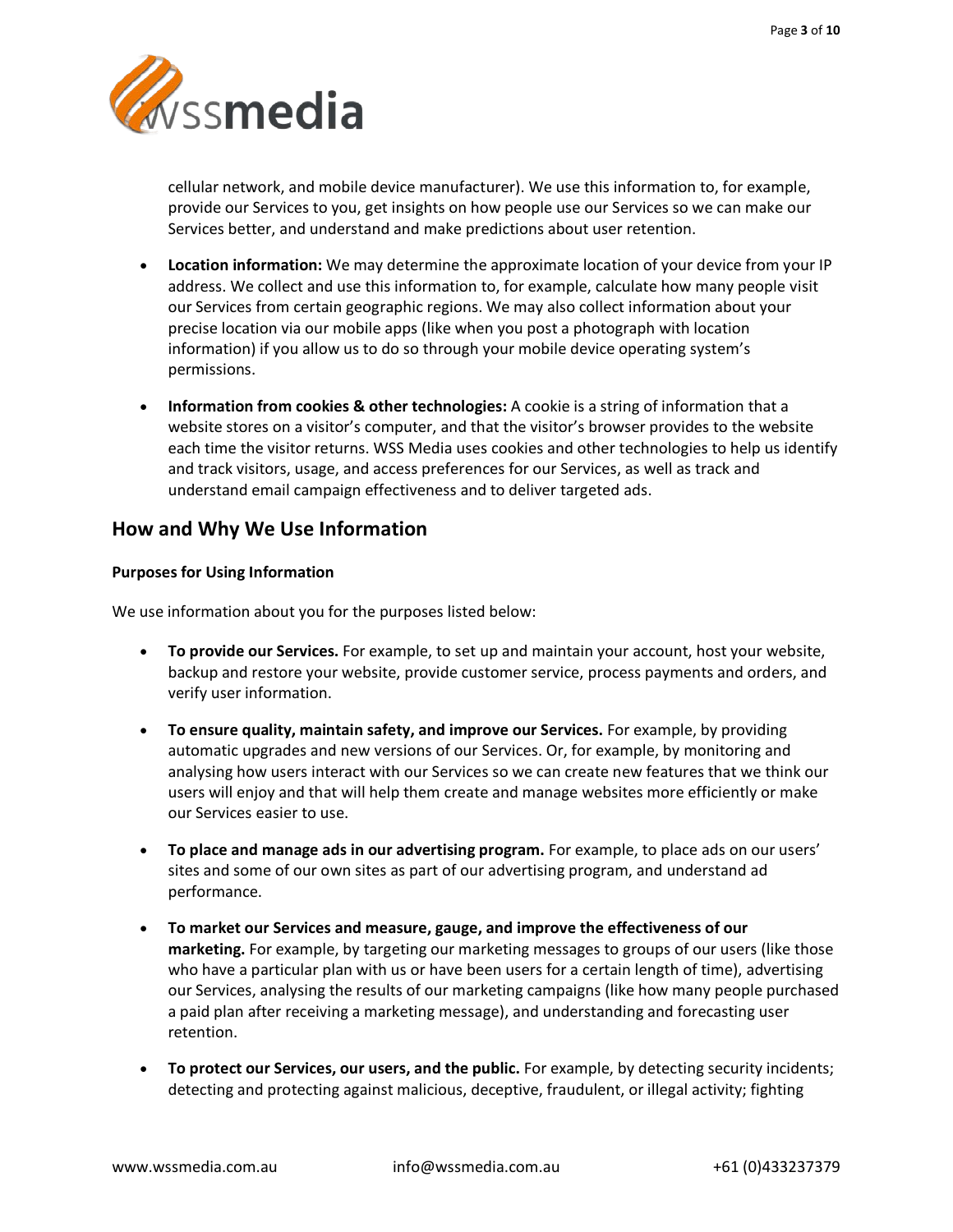cellular network, and mobile device manufacturer). We use this information to, for example, provide our Services to you, get insights on how people use our Services so we can make our Services better, and understand and make predictions about user retention.

- **Location information:** We may determine the approximate location of your device from your IP address. We collect and use this information to, for example, calculate how many people visit our Services from certain geographic regions. We may also collect information about your precise location via our mobile apps (like when you post a photograph with location information) if you allow us to do so through your mobile device operating system's permissions.

- **Information from cookies & other technologies:** A cookie is a string of information that a website stores on a visitor's computer, and that the visitor's browser provides to the website each time the visitor returns. WSS Media uses cookies and other technologies to help us identify and track visitors, usage, and access preferences for our Services, as well as track and understand email campaign effectiveness and to deliver targeted ads.

## How and Why We Use Information

#### Purposes for Using Information

We use information about you for the purposes listed below:

- **To provide our Services.** For example, to set up and maintain your account, host your website, backup and restore your website, provide customer service, process payments and orders, and verify user information.

- **To ensure quality, maintain safety, and improve our Services.** For example, by providing automatic upgrades and new versions of our Services. Or, for example, by monitoring and analysing how users interact with our Services so we can create new features that we think our users will enjoy and that will help them create and manage websites more efficiently or make our Services easier to use.

- **To place and manage ads in our advertising program.** For example, to place ads on our users' sites and some of our own sites as part of our advertising program, and understand ad performance.

- **To market our Services and measure, gauge, and improve the effectiveness of our marketing.** For example, by targeting our marketing messages to groups of our users (like those who have a particular plan with us or have been users for a certain length of time), advertising our Services, analysing the results of our marketing campaigns (like how many people purchased a paid plan after receiving a marketing message), and understanding and forecasting user retention.

- **To protect our Services, our users, and the public.** For example, by detecting security incidents; detecting and protecting against malicious, deceptive, fraudulent, or illegal activity; fighting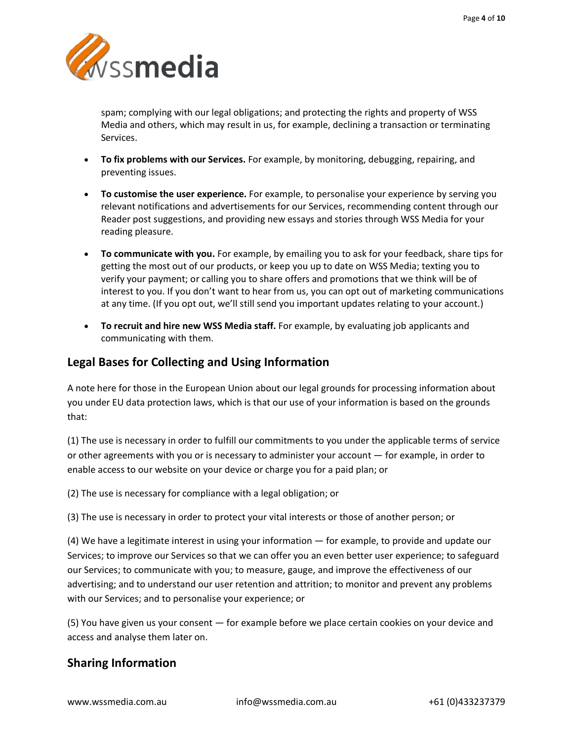spam; complying with our legal obligations; and protecting the rights and property of WSS Media and others, which may result in us, for example, declining a transaction or terminating Services.

- **To fix problems with our Services.** For example, by monitoring, debugging, repairing, and preventing issues.
- **To customise the user experience.** For example, to personalise your experience by serving you relevant notifications and advertisements for our Services, recommending content through our Reader post suggestions, and providing new essays and stories through WSS Media for your reading pleasure.
- **To communicate with you.** For example, by emailing you to ask for your feedback, share tips for getting the most out of our products, or keep you up to date on WSS Media; texting you to verify your payment; or calling you to share offers and promotions that we think will be of interest to you. If you don't want to hear from us, you can opt out of marketing communications at any time. (If you opt out, we'll still send you important updates relating to your account.)
- **To recruit and hire new WSS Media staff.** For example, by evaluating job applicants and communicating with them.

## Legal Bases for Collecting and Using Information

A note here for those in the European Union about our legal grounds for processing information about you under EU data protection laws, which is that our use of your information is based on the grounds that:

(1) The use is necessary in order to fulfill our commitments to you under the applicable terms of service or other agreements with you or is necessary to administer your account — for example, in order to enable access to our website on your device or charge you for a paid plan; or

(2) The use is necessary for compliance with a legal obligation; or

(3) The use is necessary in order to protect your vital interests or those of another person; or

(4) We have a legitimate interest in using your information — for example, to provide and update our Services; to improve our Services so that we can offer you an even better user experience; to safeguard our Services; to communicate with you; to measure, gauge, and improve the effectiveness of our advertising; and to understand our user retention and attrition; to monitor and prevent any problems with our Services; and to personalise your experience; or

(5) You have given us your consent — for example before we place certain cookies on your device and access and analyse them later on.

## Sharing Information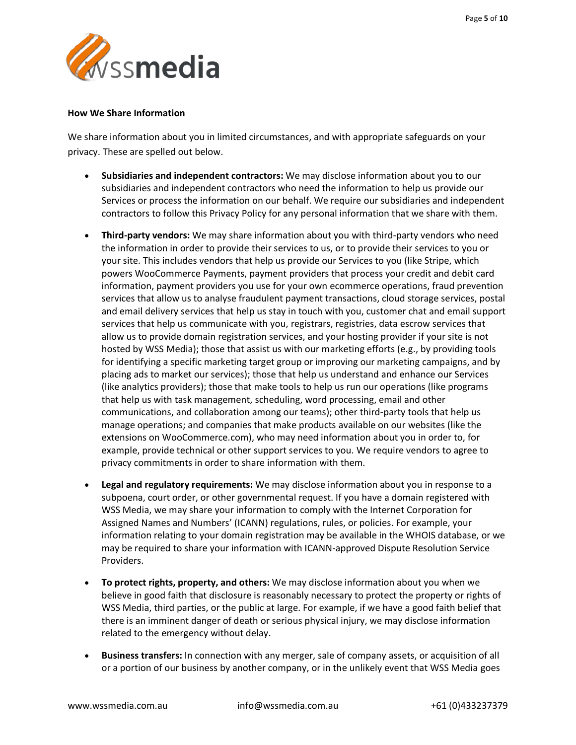**How We Share Information**

We share information about you in limited circumstances, and with appropriate safeguards on your privacy. These are spelled out below.

- **Subsidiaries and independent contractors:** We may disclose information about you to our subsidiaries and independent contractors who need the information to help us provide our Services or process the information on our behalf. We require our subsidiaries and independent contractors to follow this Privacy Policy for any personal information that we share with them.
- **Third-party vendors:** We may share information about you with third-party vendors who need the information in order to provide their services to us, or to provide their services to you or your site. This includes vendors that help us provide our Services to you (like Stripe, which powers WooCommerce Payments, payment providers that process your credit and debit card information, payment providers you use for your own ecommerce operations, fraud prevention services that allow us to analyse fraudulent payment transactions, cloud storage services, postal and email delivery services that help us stay in touch with you, customer chat and email support services that help us communicate with you, registrars, registries, data escrow services that allow us to provide domain registration services, and your hosting provider if your site is not hosted by WSS Media); those that assist us with our marketing efforts (e.g., by providing tools for identifying a specific marketing target group or improving our marketing campaigns, and by placing ads to market our services); those that help us understand and enhance our Services (like analytics providers); those that make tools to help us run our operations (like programs that help us with task management, scheduling, word processing, email and other communications, and collaboration among our teams); other third-party tools that help us manage operations; and companies that make products available on our websites (like the extensions on WooCommerce.com), who may need information about you in order to, for example, provide technical or other support services to you. We require vendors to agree to privacy commitments in order to share information with them.
- **Legal and regulatory requirements:** We may disclose information about you in response to a subpoena, court order, or other governmental request. If you have a domain registered with WSS Media, we may share your information to comply with the Internet Corporation for Assigned Names and Numbers' (ICANN) regulations, rules, or policies. For example, your information relating to your domain registration may be available in the WHOIS database, or we may be required to share your information with ICANN-approved Dispute Resolution Service Providers.
- **To protect rights, property, and others:** We may disclose information about you when we believe in good faith that disclosure is reasonably necessary to protect the property or rights of WSS Media, third parties, or the public at large. For example, if we have a good faith belief that there is an imminent danger of death or serious physical injury, we may disclose information related to the emergency without delay.
- **Business transfers:** In connection with any merger, sale of company assets, or acquisition of all or a portion of our business by another company, or in the unlikely event that WSS Media goes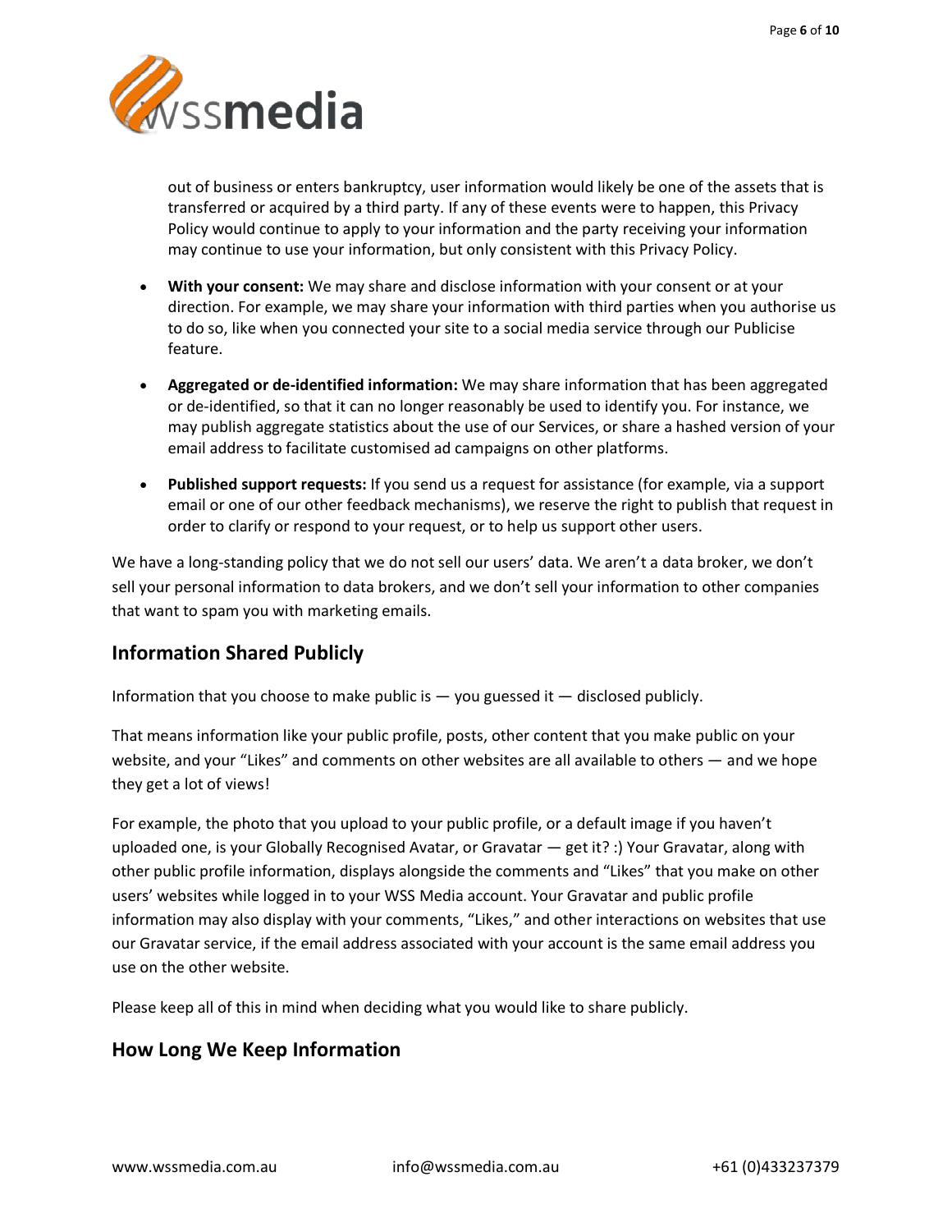out of business or enters bankruptcy, user information would likely be one of the assets that is transferred or acquired by a third party. If any of these events were to happen, this Privacy Policy would continue to apply to your information and the party receiving your information may continue to use your information, but only consistent with this Privacy Policy.

- **With your consent:** We may share and disclose information with your consent or at your direction. For example, we may share your information with third parties when you authorise us to do so, like when you connected your site to a social media service through our Publicise feature.
- **Aggregated or de-identified information:** We may share information that has been aggregated or de-identified, so that it can no longer reasonably be used to identify you. For instance, we may publish aggregate statistics about the use of our Services, or share a hashed version of your email address to facilitate customised ad campaigns on other platforms.
- **Published support requests:** If you send us a request for assistance (for example, via a support email or one of our other feedback mechanisms), we reserve the right to publish that request in order to clarify or respond to your request, or to help us support other users.

We have a long-standing policy that we do not sell our users' data. We aren't a data broker, we don't sell your personal information to data brokers, and we don't sell your information to other companies that want to spam you with marketing emails.

## Information Shared Publicly

Information that you choose to make public is — you guessed it — disclosed publicly.

That means information like your public profile, posts, other content that you make public on your website, and your "Likes" and comments on other websites are all available to others — and we hope they get a lot of views!

For example, the photo that you upload to your public profile, or a default image if you haven't uploaded one, is your Globally Recognised Avatar, or Gravatar — get it? :) Your Gravatar, along with other public profile information, displays alongside the comments and "Likes" that you make on other users' websites while logged in to your WSS Media account. Your Gravatar and public profile information may also display with your comments, "Likes," and other interactions on websites that use our Gravatar service, if the email address associated with your account is the same email address you use on the other website.

Please keep all of this in mind when deciding what you would like to share publicly.

## How Long We Keep Information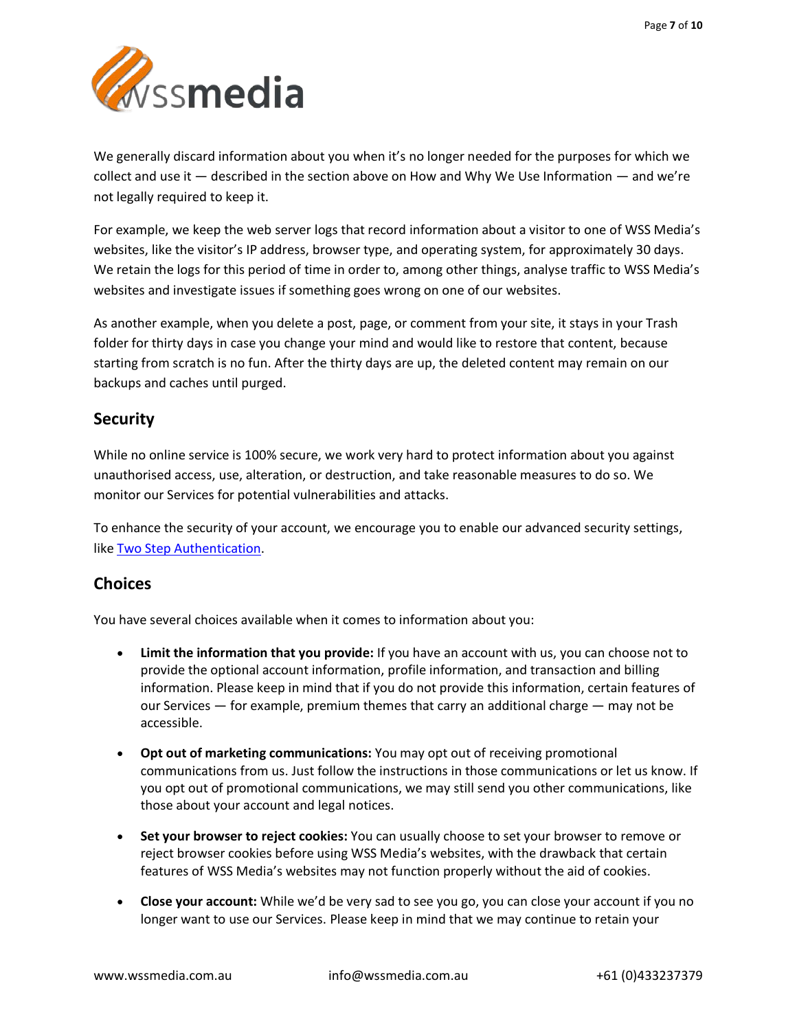We generally discard information about you when it's no longer needed for the purposes for which we collect and use it — described in the section above on How and Why We Use Information — and we're not legally required to keep it.

For example, we keep the web server logs that record information about a visitor to one of WSS Media's websites, like the visitor's IP address, browser type, and operating system, for approximately 30 days. We retain the logs for this period of time in order to, among other things, analyse traffic to WSS Media's websites and investigate issues if something goes wrong on one of our websites.

As another example, when you delete a post, page, or comment from your site, it stays in your Trash folder for thirty days in case you change your mind and would like to restore that content, because starting from scratch is no fun. After the thirty days are up, the deleted content may remain on our backups and caches until purged.

## Security

While no online service is 100% secure, we work very hard to protect information about you against unauthorised access, use, alteration, or destruction, and take reasonable measures to do so. We monitor our Services for potential vulnerabilities and attacks.

To enhance the security of your account, we encourage you to enable our advanced security settings, like [Two Step Authentication].

## Choices

You have several choices available when it comes to information about you:

- **Limit the information that you provide:** If you have an account with us, you can choose not to provide the optional account information, profile information, and transaction and billing information. Please keep in mind that if you do not provide this information, certain features of our Services — for example, premium themes that carry an additional charge — may not be accessible.
- **Opt out of marketing communications:** You may opt out of receiving promotional communications from us. Just follow the instructions in those communications or let us know. If you opt out of promotional communications, we may still send you other communications, like those about your account and legal notices.
- **Set your browser to reject cookies:** You can usually choose to set your browser to remove or reject browser cookies before using WSS Media's websites, with the drawback that certain features of WSS Media's websites may not function properly without the aid of cookies.
- **Close your account:** While we'd be very sad to see you go, you can close your account if you no longer want to use our Services. Please keep in mind that we may continue to retain your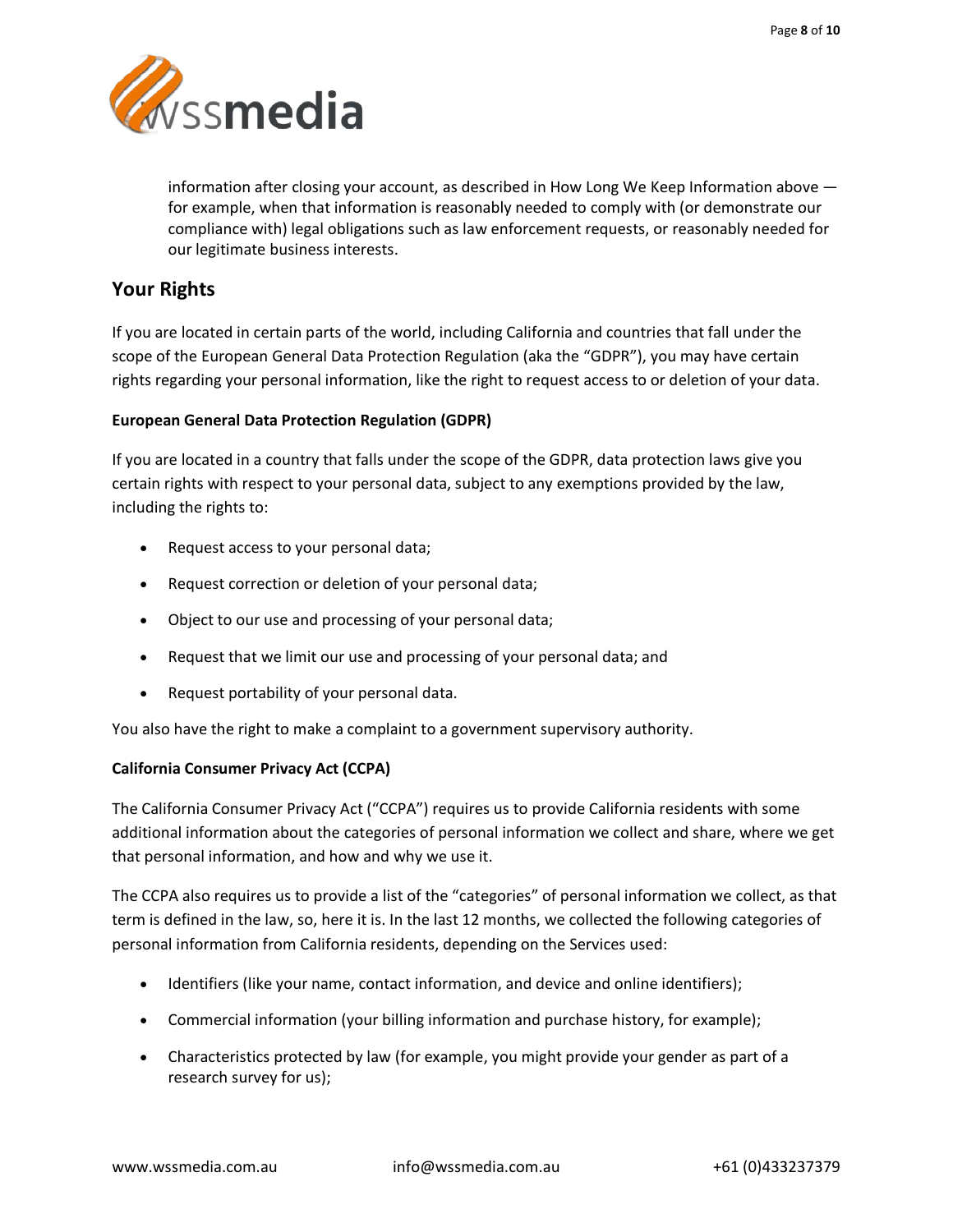information after closing your account, as described in How Long We Keep Information above — for example, when that information is reasonably needed to comply with (or demonstrate our compliance with) legal obligations such as law enforcement requests, or reasonably needed for our legitimate business interests.

## Your Rights

If you are located in certain parts of the world, including California and countries that fall under the scope of the European General Data Protection Regulation (aka the "GDPR"), you may have certain rights regarding your personal information, like the right to request access to or deletion of your data.

**European General Data Protection Regulation (GDPR)**

If you are located in a country that falls under the scope of the GDPR, data protection laws give you certain rights with respect to your personal data, subject to any exemptions provided by the law, including the rights to:

- Request access to your personal data;
- Request correction or deletion of your personal data;
- Object to our use and processing of your personal data;
- Request that we limit our use and processing of your personal data; and
- Request portability of your personal data.

You also have the right to make a complaint to a government supervisory authority.

**California Consumer Privacy Act (CCPA)**

The California Consumer Privacy Act ("CCPA") requires us to provide California residents with some additional information about the categories of personal information we collect and share, where we get that personal information, and how and why we use it.

The CCPA also requires us to provide a list of the "categories" of personal information we collect, as that term is defined in the law, so, here it is. In the last 12 months, we collected the following categories of personal information from California residents, depending on the Services used:

- Identifiers (like your name, contact information, and device and online identifiers);
- Commercial information (your billing information and purchase history, for example);
- Characteristics protected by law (for example, you might provide your gender as part of a research survey for us);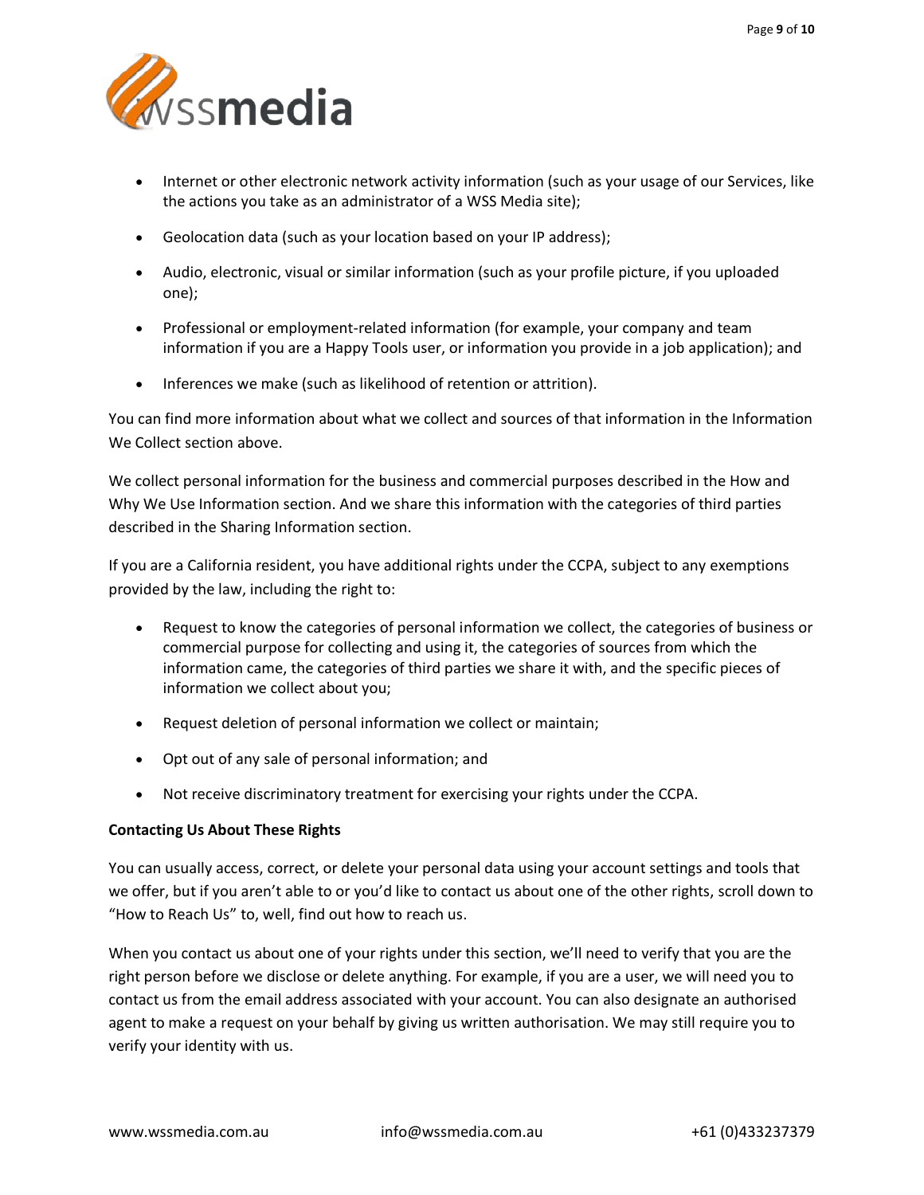- Internet or other electronic network activity information (such as your usage of our Services, like the actions you take as an administrator of a WSS Media site);
- Geolocation data (such as your location based on your IP address);
- Audio, electronic, visual or similar information (such as your profile picture, if you uploaded one);
- Professional or employment-related information (for example, your company and team information if you are a Happy Tools user, or information you provide in a job application); and
- Inferences we make (such as likelihood of retention or attrition).

You can find more information about what we collect and sources of that information in the Information We Collect section above.

We collect personal information for the business and commercial purposes described in the How and Why We Use Information section. And we share this information with the categories of third parties described in the Sharing Information section.

If you are a California resident, you have additional rights under the CCPA, subject to any exemptions provided by the law, including the right to:

- Request to know the categories of personal information we collect, the categories of business or commercial purpose for collecting and using it, the categories of sources from which the information came, the categories of third parties we share it with, and the specific pieces of information we collect about you;
- Request deletion of personal information we collect or maintain;
- Opt out of any sale of personal information; and
- Not receive discriminatory treatment for exercising your rights under the CCPA.

**Contacting Us About These Rights**

You can usually access, correct, or delete your personal data using your account settings and tools that we offer, but if you aren't able to or you'd like to contact us about one of the other rights, scroll down to "How to Reach Us" to, well, find out how to reach us.

When you contact us about one of your rights under this section, we'll need to verify that you are the right person before we disclose or delete anything. For example, if you are a user, we will need you to contact us from the email address associated with your account. You can also designate an authorised agent to make a request on your behalf by giving us written authorisation. We may still require you to verify your identity with us.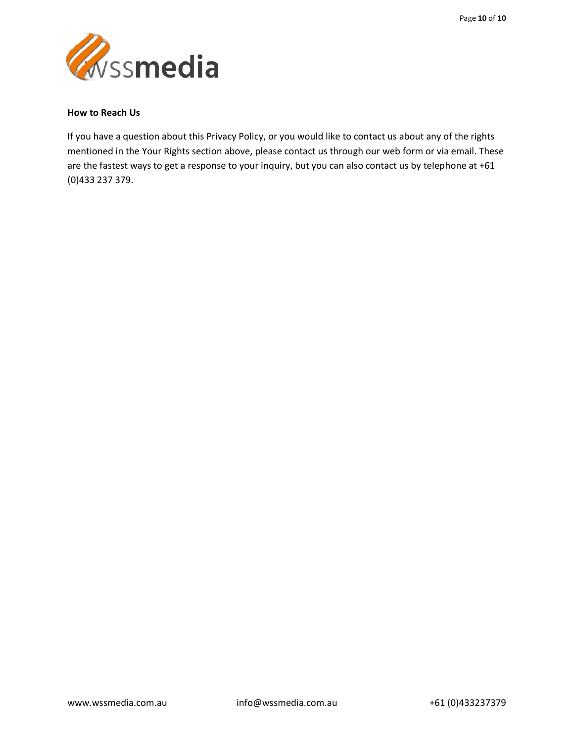**How to Reach Us**

If you have a question about this Privacy Policy, or you would like to contact us about any of the rights mentioned in the Your Rights section above, please contact us through our web form or via email. These are the fastest ways to get a response to your inquiry, but you can also contact us by telephone at +61 (0)433 237 379.